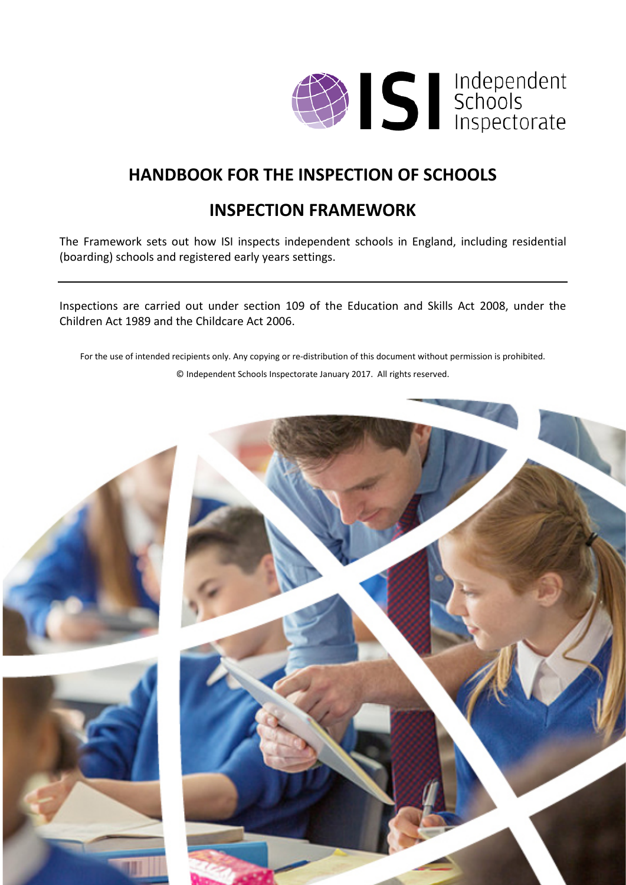ISI Independent Schools Inspectorate

# HANDBOOK FOR THE INSPECTION OF SCHOOLS

## INSPECTION FRAMEWORK

The Framework sets out how ISI inspects independent schools in England, including residential (boarding) schools and registered early years settings.

---

Inspections are carried out under section 109 of the Education and Skills Act 2008, under the Children Act 1989 and the Childcare Act 2006.

For the use of intended recipients only. Any copying or re-distribution of this document without permission is prohibited.

© Independent Schools Inspectorate January 2017. All rights reserved.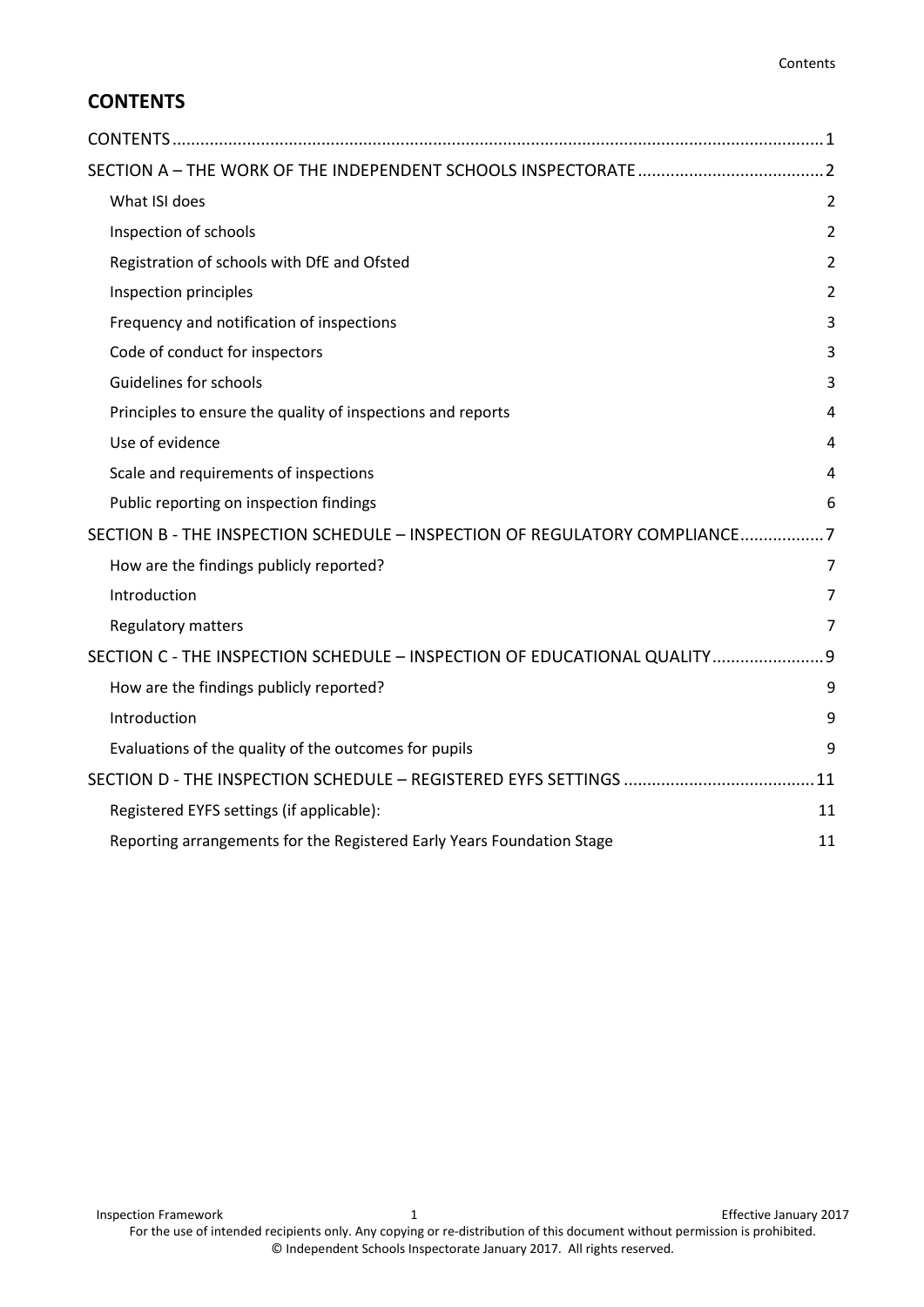## CONTENTS

CONTENTS ... 1

SECTION A – THE WORK OF THE INDEPENDENT SCHOOLS INSPECTORATE ... 2

- What ISI does 2
- Inspection of schools 2
- Registration of schools with DfE and Ofsted 2
- Inspection principles 2
- Frequency and notification of inspections 3
- Code of conduct for inspectors 3
- Guidelines for schools 3
- Principles to ensure the quality of inspections and reports 4
- Use of evidence 4
- Scale and requirements of inspections 4
- Public reporting on inspection findings 6

SECTION B - THE INSPECTION SCHEDULE – INSPECTION OF REGULATORY COMPLIANCE ... 7

- How are the findings publicly reported? 7
- Introduction 7
- Regulatory matters 7

SECTION C - THE INSPECTION SCHEDULE – INSPECTION OF EDUCATIONAL QUALITY ... 9

- How are the findings publicly reported? 9
- Introduction 9
- Evaluations of the quality of the outcomes for pupils 9

SECTION D - THE INSPECTION SCHEDULE – REGISTERED EYFS SETTINGS ... 11

- Registered EYFS settings (if applicable): 11
- Reporting arrangements for the Registered Early Years Foundation Stage 11

For the use of intended recipients only. Any copying or re-distribution of this document without permission is prohibited.
© Independent Schools Inspectorate January 2017. All rights reserved.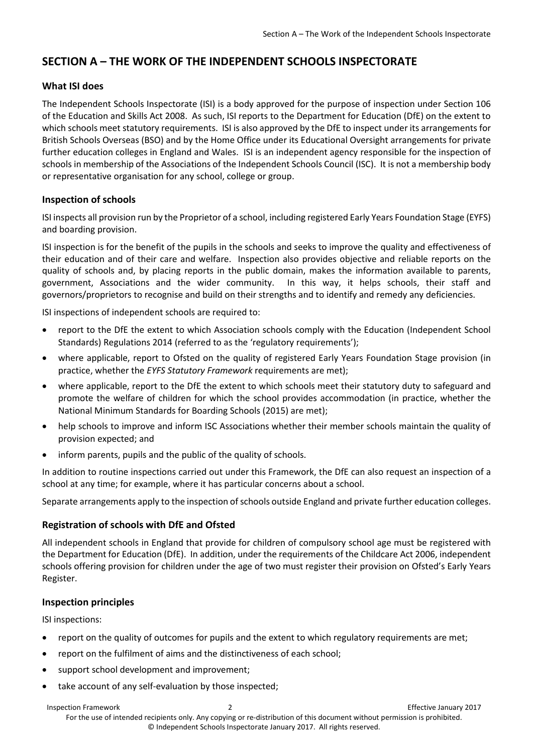## SECTION A – THE WORK OF THE INDEPENDENT SCHOOLS INSPECTORATE

### What ISI does

The Independent Schools Inspectorate (ISI) is a body approved for the purpose of inspection under Section 106 of the Education and Skills Act 2008. As such, ISI reports to the Department for Education (DfE) on the extent to which schools meet statutory requirements. ISI is also approved by the DfE to inspect under its arrangements for British Schools Overseas (BSO) and by the Home Office under its Educational Oversight arrangements for private further education colleges in England and Wales. ISI is an independent agency responsible for the inspection of schools in membership of the Associations of the Independent Schools Council (ISC). It is not a membership body or representative organisation for any school, college or group.

### Inspection of schools

ISI inspects all provision run by the Proprietor of a school, including registered Early Years Foundation Stage (EYFS) and boarding provision.

ISI inspection is for the benefit of the pupils in the schools and seeks to improve the quality and effectiveness of their education and of their care and welfare. Inspection also provides objective and reliable reports on the quality of schools and, by placing reports in the public domain, makes the information available to parents, government, Associations and the wider community. In this way, it helps schools, their staff and governors/proprietors to recognise and build on their strengths and to identify and remedy any deficiencies.

ISI inspections of independent schools are required to:

- report to the DfE the extent to which Association schools comply with the Education (Independent School Standards) Regulations 2014 (referred to as the 'regulatory requirements');
- where applicable, report to Ofsted on the quality of registered Early Years Foundation Stage provision (in practice, whether the *EYFS Statutory Framework* requirements are met);
- where applicable, report to the DfE the extent to which schools meet their statutory duty to safeguard and promote the welfare of children for which the school provides accommodation (in practice, whether the National Minimum Standards for Boarding Schools (2015) are met);
- help schools to improve and inform ISC Associations whether their member schools maintain the quality of provision expected; and
- inform parents, pupils and the public of the quality of schools.

In addition to routine inspections carried out under this Framework, the DfE can also request an inspection of a school at any time; for example, where it has particular concerns about a school.

Separate arrangements apply to the inspection of schools outside England and private further education colleges.

### Registration of schools with DfE and Ofsted

All independent schools in England that provide for children of compulsory school age must be registered with the Department for Education (DfE). In addition, under the requirements of the Childcare Act 2006, independent schools offering provision for children under the age of two must register their provision on Ofsted's Early Years Register.

### Inspection principles

ISI inspections:

- report on the quality of outcomes for pupils and the extent to which regulatory requirements are met;
- report on the fulfilment of aims and the distinctiveness of each school;
- support school development and improvement;
- take account of any self-evaluation by those inspected;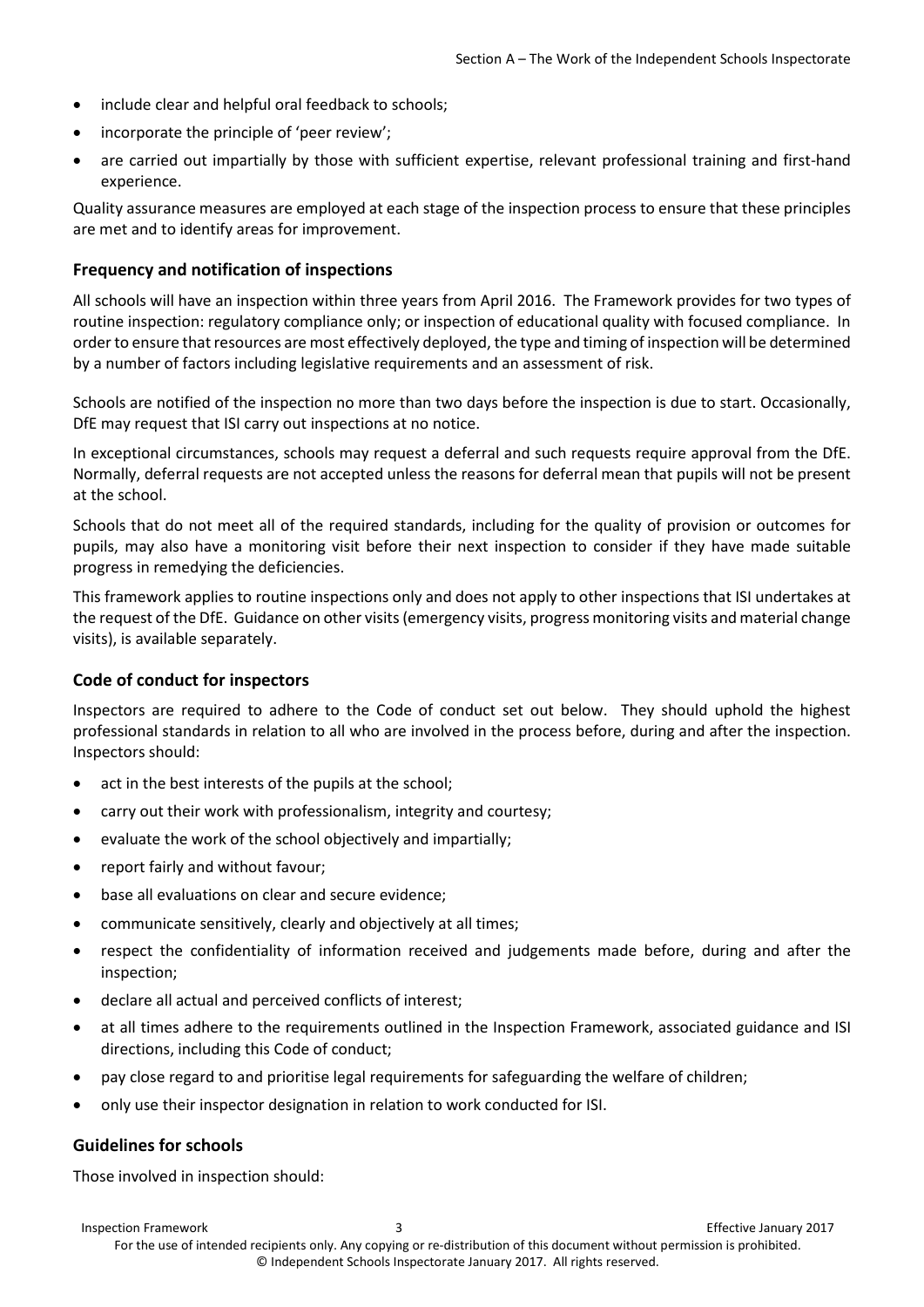- include clear and helpful oral feedback to schools;
- incorporate the principle of 'peer review';
- are carried out impartially by those with sufficient expertise, relevant professional training and first-hand experience.

Quality assurance measures are employed at each stage of the inspection process to ensure that these principles are met and to identify areas for improvement.

### Frequency and notification of inspections

All schools will have an inspection within three years from April 2016. The Framework provides for two types of routine inspection: regulatory compliance only; or inspection of educational quality with focused compliance. In order to ensure that resources are most effectively deployed, the type and timing of inspection will be determined by a number of factors including legislative requirements and an assessment of risk.

Schools are notified of the inspection no more than two days before the inspection is due to start. Occasionally, DfE may request that ISI carry out inspections at no notice.

In exceptional circumstances, schools may request a deferral and such requests require approval from the DfE. Normally, deferral requests are not accepted unless the reasons for deferral mean that pupils will not be present at the school.

Schools that do not meet all of the required standards, including for the quality of provision or outcomes for pupils, may also have a monitoring visit before their next inspection to consider if they have made suitable progress in remedying the deficiencies.

This framework applies to routine inspections only and does not apply to other inspections that ISI undertakes at the request of the DfE. Guidance on other visits (emergency visits, progress monitoring visits and material change visits), is available separately.

### Code of conduct for inspectors

Inspectors are required to adhere to the Code of conduct set out below. They should uphold the highest professional standards in relation to all who are involved in the process before, during and after the inspection. Inspectors should:

- act in the best interests of the pupils at the school;
- carry out their work with professionalism, integrity and courtesy;
- evaluate the work of the school objectively and impartially;
- report fairly and without favour;
- base all evaluations on clear and secure evidence;
- communicate sensitively, clearly and objectively at all times;
- respect the confidentiality of information received and judgements made before, during and after the inspection;
- declare all actual and perceived conflicts of interest;
- at all times adhere to the requirements outlined in the Inspection Framework, associated guidance and ISI directions, including this Code of conduct;
- pay close regard to and prioritise legal requirements for safeguarding the welfare of children;
- only use their inspector designation in relation to work conducted for ISI.

### Guidelines for schools

Those involved in inspection should: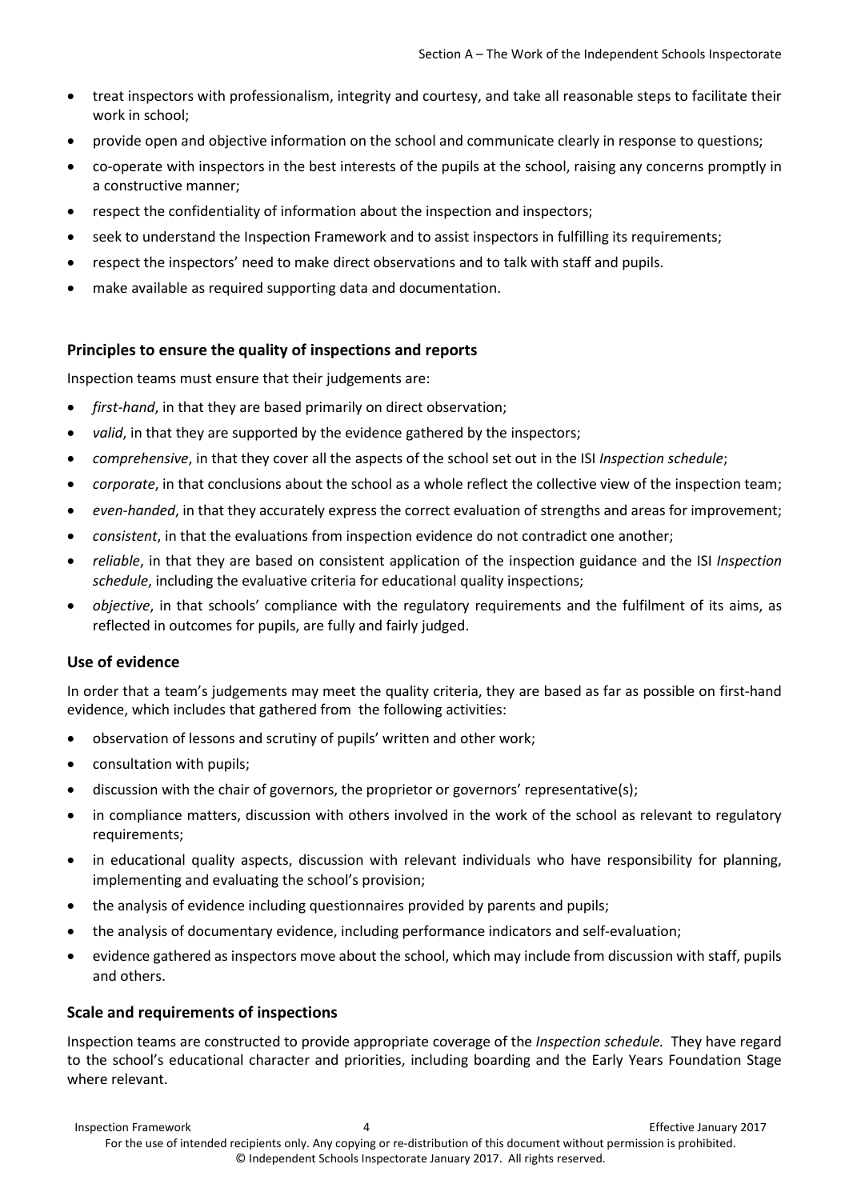- treat inspectors with professionalism, integrity and courtesy, and take all reasonable steps to facilitate their work in school;
- provide open and objective information on the school and communicate clearly in response to questions;
- co-operate with inspectors in the best interests of the pupils at the school, raising any concerns promptly in a constructive manner;
- respect the confidentiality of information about the inspection and inspectors;
- seek to understand the Inspection Framework and to assist inspectors in fulfilling its requirements;
- respect the inspectors' need to make direct observations and to talk with staff and pupils.
- make available as required supporting data and documentation.

### Principles to ensure the quality of inspections and reports

Inspection teams must ensure that their judgements are:

- *first-hand*, in that they are based primarily on direct observation;
- *valid*, in that they are supported by the evidence gathered by the inspectors;
- *comprehensive*, in that they cover all the aspects of the school set out in the ISI *Inspection schedule*;
- *corporate*, in that conclusions about the school as a whole reflect the collective view of the inspection team;
- *even-handed*, in that they accurately express the correct evaluation of strengths and areas for improvement;
- *consistent*, in that the evaluations from inspection evidence do not contradict one another;
- *reliable*, in that they are based on consistent application of the inspection guidance and the ISI *Inspection schedule*, including the evaluative criteria for educational quality inspections;
- *objective*, in that schools' compliance with the regulatory requirements and the fulfilment of its aims, as reflected in outcomes for pupils, are fully and fairly judged.

### Use of evidence

In order that a team's judgements may meet the quality criteria, they are based as far as possible on first-hand evidence, which includes that gathered from the following activities:

- observation of lessons and scrutiny of pupils' written and other work;
- consultation with pupils;
- discussion with the chair of governors, the proprietor or governors' representative(s);
- in compliance matters, discussion with others involved in the work of the school as relevant to regulatory requirements;
- in educational quality aspects, discussion with relevant individuals who have responsibility for planning, implementing and evaluating the school's provision;
- the analysis of evidence including questionnaires provided by parents and pupils;
- the analysis of documentary evidence, including performance indicators and self-evaluation;
- evidence gathered as inspectors move about the school, which may include from discussion with staff, pupils and others.

### Scale and requirements of inspections

Inspection teams are constructed to provide appropriate coverage of the *Inspection schedule.* They have regard to the school's educational character and priorities, including boarding and the Early Years Foundation Stage where relevant.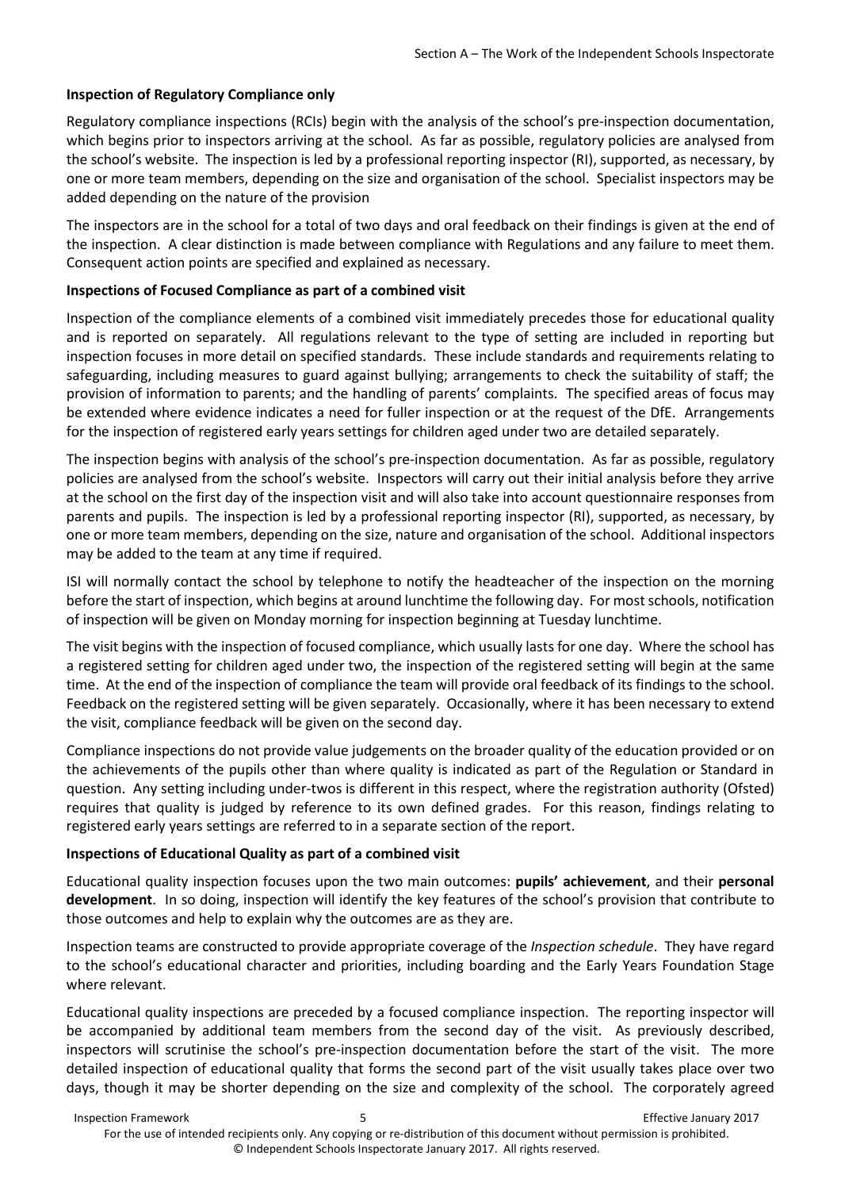### Inspection of Regulatory Compliance only

Regulatory compliance inspections (RCIs) begin with the analysis of the school's pre-inspection documentation, which begins prior to inspectors arriving at the school. As far as possible, regulatory policies are analysed from the school's website. The inspection is led by a professional reporting inspector (RI), supported, as necessary, by one or more team members, depending on the size and organisation of the school. Specialist inspectors may be added depending on the nature of the provision

The inspectors are in the school for a total of two days and oral feedback on their findings is given at the end of the inspection. A clear distinction is made between compliance with Regulations and any failure to meet them. Consequent action points are specified and explained as necessary.

### Inspections of Focused Compliance as part of a combined visit

Inspection of the compliance elements of a combined visit immediately precedes those for educational quality and is reported on separately. All regulations relevant to the type of setting are included in reporting but inspection focuses in more detail on specified standards. These include standards and requirements relating to safeguarding, including measures to guard against bullying; arrangements to check the suitability of staff; the provision of information to parents; and the handling of parents' complaints. The specified areas of focus may be extended where evidence indicates a need for fuller inspection or at the request of the DfE. Arrangements for the inspection of registered early years settings for children aged under two are detailed separately.

The inspection begins with analysis of the school's pre-inspection documentation. As far as possible, regulatory policies are analysed from the school's website. Inspectors will carry out their initial analysis before they arrive at the school on the first day of the inspection visit and will also take into account questionnaire responses from parents and pupils. The inspection is led by a professional reporting inspector (RI), supported, as necessary, by one or more team members, depending on the size, nature and organisation of the school. Additional inspectors may be added to the team at any time if required.

ISI will normally contact the school by telephone to notify the headteacher of the inspection on the morning before the start of inspection, which begins at around lunchtime the following day. For most schools, notification of inspection will be given on Monday morning for inspection beginning at Tuesday lunchtime.

The visit begins with the inspection of focused compliance, which usually lasts for one day. Where the school has a registered setting for children aged under two, the inspection of the registered setting will begin at the same time. At the end of the inspection of compliance the team will provide oral feedback of its findings to the school. Feedback on the registered setting will be given separately. Occasionally, where it has been necessary to extend the visit, compliance feedback will be given on the second day.

Compliance inspections do not provide value judgements on the broader quality of the education provided or on the achievements of the pupils other than where quality is indicated as part of the Regulation or Standard in question. Any setting including under-twos is different in this respect, where the registration authority (Ofsted) requires that quality is judged by reference to its own defined grades. For this reason, findings relating to registered early years settings are referred to in a separate section of the report.

### Inspections of Educational Quality as part of a combined visit

Educational quality inspection focuses upon the two main outcomes: **pupils' achievement**, and their **personal development**. In so doing, inspection will identify the key features of the school's provision that contribute to those outcomes and help to explain why the outcomes are as they are.

Inspection teams are constructed to provide appropriate coverage of the *Inspection schedule*. They have regard to the school's educational character and priorities, including boarding and the Early Years Foundation Stage where relevant.

Educational quality inspections are preceded by a focused compliance inspection. The reporting inspector will be accompanied by additional team members from the second day of the visit. As previously described, inspectors will scrutinise the school's pre-inspection documentation before the start of the visit. The more detailed inspection of educational quality that forms the second part of the visit usually takes place over two days, though it may be shorter depending on the size and complexity of the school. The corporately agreed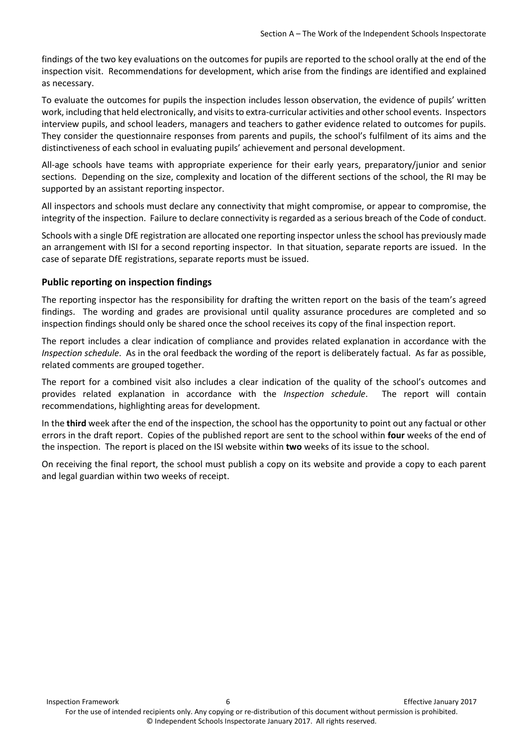findings of the two key evaluations on the outcomes for pupils are reported to the school orally at the end of the inspection visit. Recommendations for development, which arise from the findings are identified and explained as necessary.

To evaluate the outcomes for pupils the inspection includes lesson observation, the evidence of pupils' written work, including that held electronically, and visits to extra-curricular activities and other school events. Inspectors interview pupils, and school leaders, managers and teachers to gather evidence related to outcomes for pupils. They consider the questionnaire responses from parents and pupils, the school's fulfilment of its aims and the distinctiveness of each school in evaluating pupils' achievement and personal development.

All-age schools have teams with appropriate experience for their early years, preparatory/junior and senior sections. Depending on the size, complexity and location of the different sections of the school, the RI may be supported by an assistant reporting inspector.

All inspectors and schools must declare any connectivity that might compromise, or appear to compromise, the integrity of the inspection. Failure to declare connectivity is regarded as a serious breach of the Code of conduct.

Schools with a single DfE registration are allocated one reporting inspector unless the school has previously made an arrangement with ISI for a second reporting inspector. In that situation, separate reports are issued. In the case of separate DfE registrations, separate reports must be issued.

## Public reporting on inspection findings

The reporting inspector has the responsibility for drafting the written report on the basis of the team's agreed findings. The wording and grades are provisional until quality assurance procedures are completed and so inspection findings should only be shared once the school receives its copy of the final inspection report.

The report includes a clear indication of compliance and provides related explanation in accordance with the *Inspection schedule*. As in the oral feedback the wording of the report is deliberately factual. As far as possible, related comments are grouped together.

The report for a combined visit also includes a clear indication of the quality of the school's outcomes and provides related explanation in accordance with the *Inspection schedule*. The report will contain recommendations, highlighting areas for development.

In the **third** week after the end of the inspection, the school has the opportunity to point out any factual or other errors in the draft report. Copies of the published report are sent to the school within **four** weeks of the end of the inspection. The report is placed on the ISI website within **two** weeks of its issue to the school.

On receiving the final report, the school must publish a copy on its website and provide a copy to each parent and legal guardian within two weeks of receipt.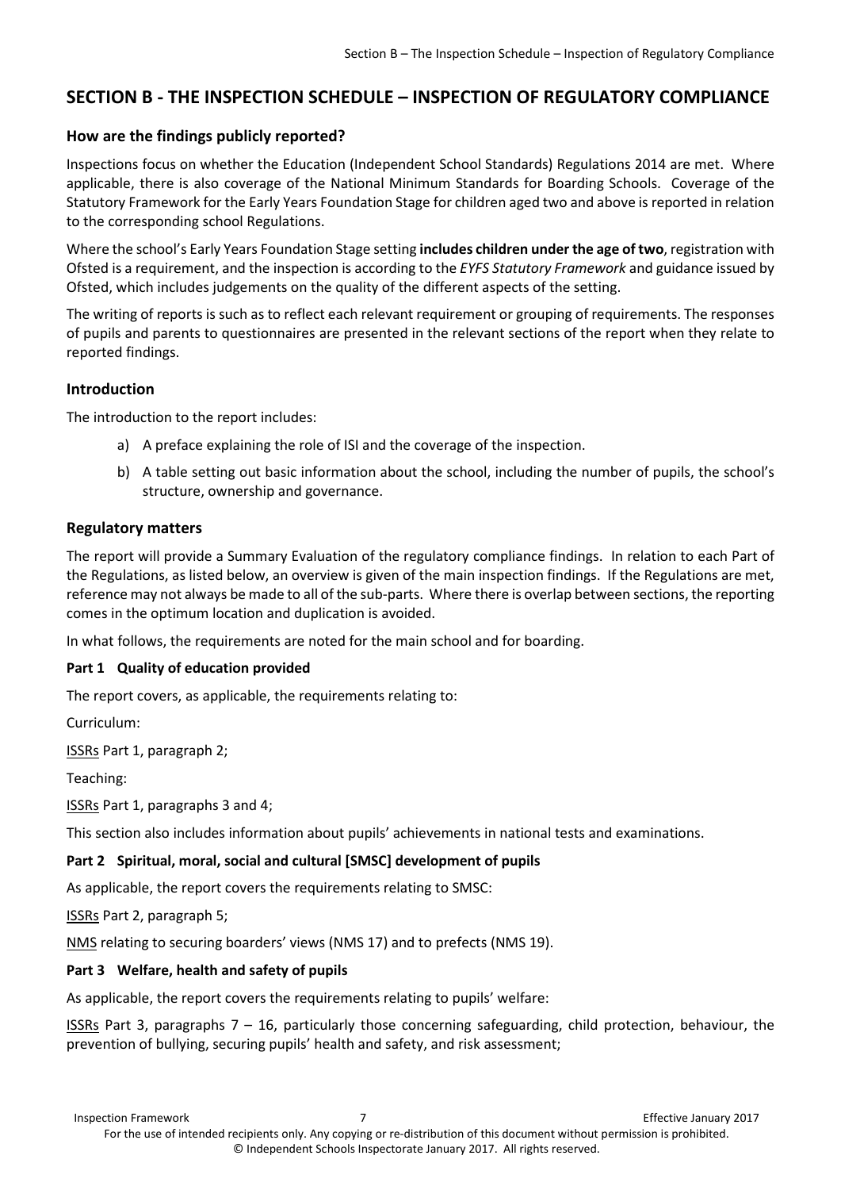# SECTION B - THE INSPECTION SCHEDULE – INSPECTION OF REGULATORY COMPLIANCE

### How are the findings publicly reported?

Inspections focus on whether the Education (Independent School Standards) Regulations 2014 are met. Where applicable, there is also coverage of the National Minimum Standards for Boarding Schools. Coverage of the Statutory Framework for the Early Years Foundation Stage for children aged two and above is reported in relation to the corresponding school Regulations.

Where the school's Early Years Foundation Stage setting **includes children under the age of two**, registration with Ofsted is a requirement, and the inspection is according to the *EYFS Statutory Framework* and guidance issued by Ofsted, which includes judgements on the quality of the different aspects of the setting.

The writing of reports is such as to reflect each relevant requirement or grouping of requirements. The responses of pupils and parents to questionnaires are presented in the relevant sections of the report when they relate to reported findings.

### Introduction

The introduction to the report includes:

a) A preface explaining the role of ISI and the coverage of the inspection.

b) A table setting out basic information about the school, including the number of pupils, the school's structure, ownership and governance.

### Regulatory matters

The report will provide a Summary Evaluation of the regulatory compliance findings. In relation to each Part of the Regulations, as listed below, an overview is given of the main inspection findings. If the Regulations are met, reference may not always be made to all of the sub-parts. Where there is overlap between sections, the reporting comes in the optimum location and duplication is avoided.

In what follows, the requirements are noted for the main school and for boarding.

**Part 1 Quality of education provided**

The report covers, as applicable, the requirements relating to:

Curriculum:

ISSRs Part 1, paragraph 2;

Teaching:

ISSRs Part 1, paragraphs 3 and 4;

This section also includes information about pupils' achievements in national tests and examinations.

**Part 2 Spiritual, moral, social and cultural [SMSC] development of pupils**

As applicable, the report covers the requirements relating to SMSC:

ISSRs Part 2, paragraph 5;

NMS relating to securing boarders' views (NMS 17) and to prefects (NMS 19).

**Part 3 Welfare, health and safety of pupils**

As applicable, the report covers the requirements relating to pupils' welfare:

ISSRs Part 3, paragraphs 7 – 16, particularly those concerning safeguarding, child protection, behaviour, the prevention of bullying, securing pupils' health and safety, and risk assessment;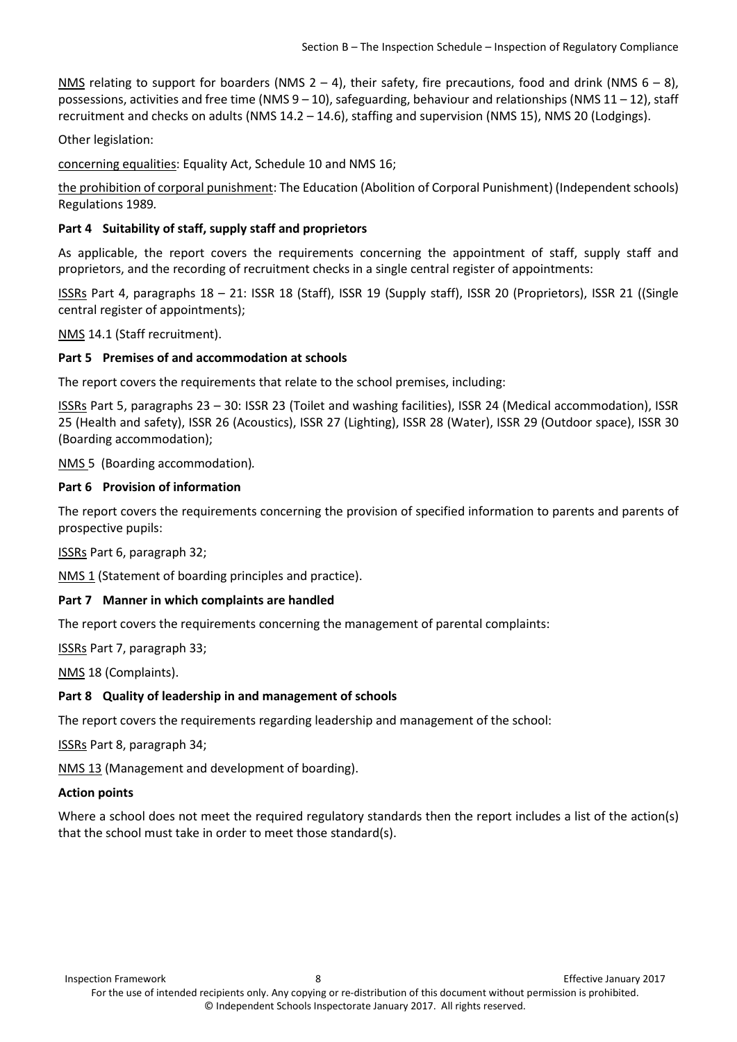NMS relating to support for boarders (NMS 2 – 4), their safety, fire precautions, food and drink (NMS 6 – 8), possessions, activities and free time (NMS 9 – 10), safeguarding, behaviour and relationships (NMS 11 – 12), staff recruitment and checks on adults (NMS 14.2 – 14.6), staffing and supervision (NMS 15), NMS 20 (Lodgings).

Other legislation:

concerning equalities: Equality Act, Schedule 10 and NMS 16;

the prohibition of corporal punishment: The Education (Abolition of Corporal Punishment) (Independent schools) Regulations 1989.

**Part 4 Suitability of staff, supply staff and proprietors**

As applicable, the report covers the requirements concerning the appointment of staff, supply staff and proprietors, and the recording of recruitment checks in a single central register of appointments:

ISSRs Part 4, paragraphs 18 – 21: ISSR 18 (Staff), ISSR 19 (Supply staff), ISSR 20 (Proprietors), ISSR 21 ((Single central register of appointments);

NMS 14.1 (Staff recruitment).

**Part 5 Premises of and accommodation at schools**

The report covers the requirements that relate to the school premises, including:

ISSRs Part 5, paragraphs 23 – 30: ISSR 23 (Toilet and washing facilities), ISSR 24 (Medical accommodation), ISSR 25 (Health and safety), ISSR 26 (Acoustics), ISSR 27 (Lighting), ISSR 28 (Water), ISSR 29 (Outdoor space), ISSR 30 (Boarding accommodation);

NMS 5 (Boarding accommodation).

**Part 6 Provision of information**

The report covers the requirements concerning the provision of specified information to parents and parents of prospective pupils:

ISSRs Part 6, paragraph 32;

NMS 1 (Statement of boarding principles and practice).

**Part 7 Manner in which complaints are handled**

The report covers the requirements concerning the management of parental complaints:

ISSRs Part 7, paragraph 33;

NMS 18 (Complaints).

**Part 8 Quality of leadership in and management of schools**

The report covers the requirements regarding leadership and management of the school:

ISSRs Part 8, paragraph 34;

NMS 13 (Management and development of boarding).

**Action points**

Where a school does not meet the required regulatory standards then the report includes a list of the action(s) that the school must take in order to meet those standard(s).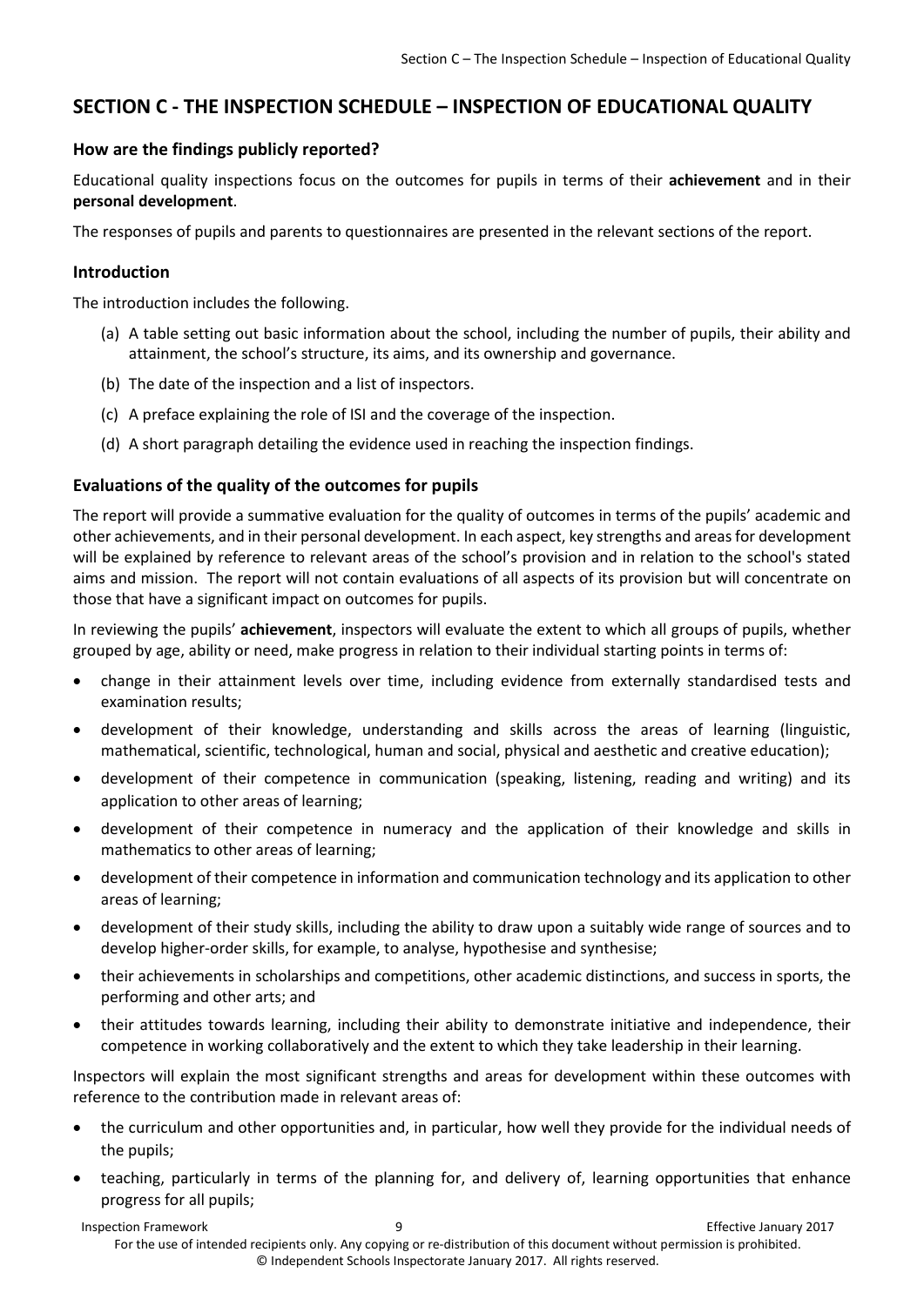## SECTION C - THE INSPECTION SCHEDULE – INSPECTION OF EDUCATIONAL QUALITY

### How are the findings publicly reported?

Educational quality inspections focus on the outcomes for pupils in terms of their **achievement** and in their **personal development**.

The responses of pupils and parents to questionnaires are presented in the relevant sections of the report.

### Introduction

The introduction includes the following.

(a) A table setting out basic information about the school, including the number of pupils, their ability and attainment, the school's structure, its aims, and its ownership and governance.

(b) The date of the inspection and a list of inspectors.

(c) A preface explaining the role of ISI and the coverage of the inspection.

(d) A short paragraph detailing the evidence used in reaching the inspection findings.

### Evaluations of the quality of the outcomes for pupils

The report will provide a summative evaluation for the quality of outcomes in terms of the pupils' academic and other achievements, and in their personal development. In each aspect, key strengths and areas for development will be explained by reference to relevant areas of the school's provision and in relation to the school's stated aims and mission. The report will not contain evaluations of all aspects of its provision but will concentrate on those that have a significant impact on outcomes for pupils.

In reviewing the pupils' **achievement**, inspectors will evaluate the extent to which all groups of pupils, whether grouped by age, ability or need, make progress in relation to their individual starting points in terms of:

- change in their attainment levels over time, including evidence from externally standardised tests and examination results;
- development of their knowledge, understanding and skills across the areas of learning (linguistic, mathematical, scientific, technological, human and social, physical and aesthetic and creative education);
- development of their competence in communication (speaking, listening, reading and writing) and its application to other areas of learning;
- development of their competence in numeracy and the application of their knowledge and skills in mathematics to other areas of learning;
- development of their competence in information and communication technology and its application to other areas of learning;
- development of their study skills, including the ability to draw upon a suitably wide range of sources and to develop higher-order skills, for example, to analyse, hypothesise and synthesise;
- their achievements in scholarships and competitions, other academic distinctions, and success in sports, the performing and other arts; and
- their attitudes towards learning, including their ability to demonstrate initiative and independence, their competence in working collaboratively and the extent to which they take leadership in their learning.

Inspectors will explain the most significant strengths and areas for development within these outcomes with reference to the contribution made in relevant areas of:

- the curriculum and other opportunities and, in particular, how well they provide for the individual needs of the pupils;
- teaching, particularly in terms of the planning for, and delivery of, learning opportunities that enhance progress for all pupils;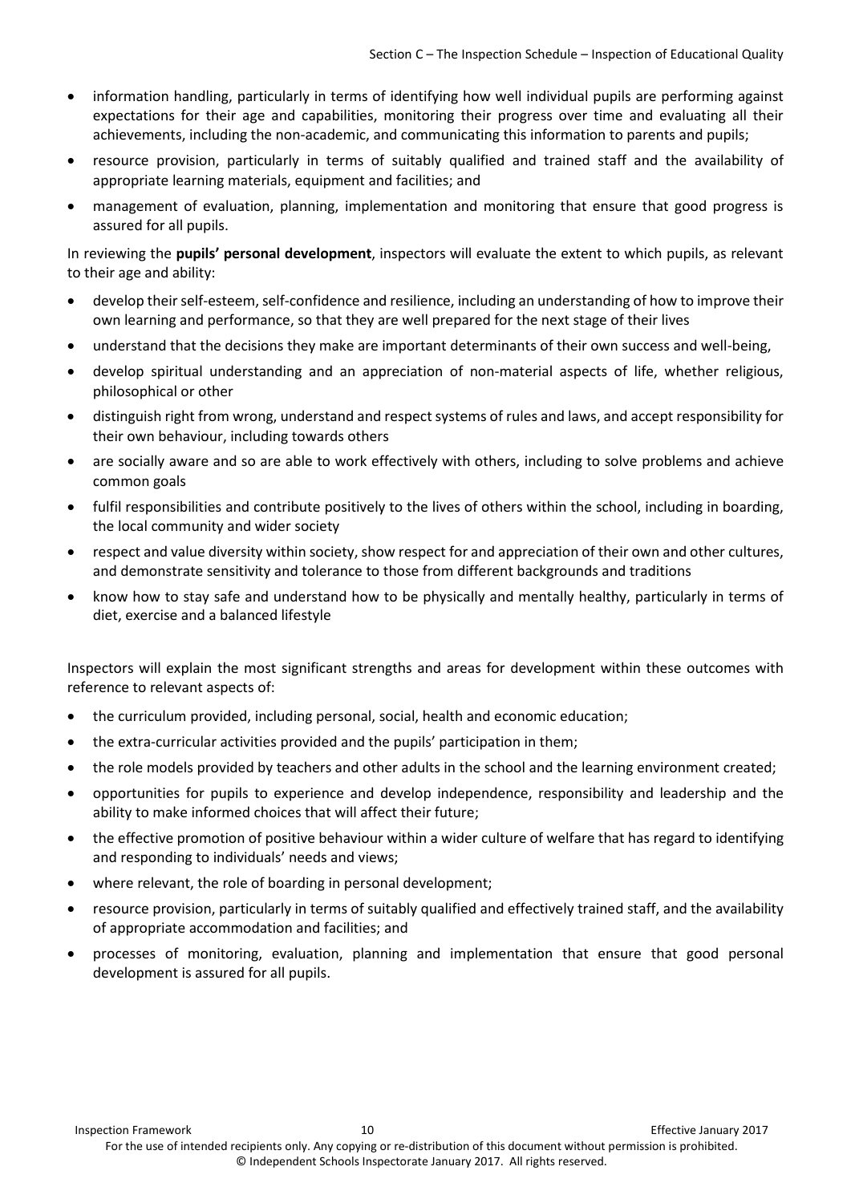- information handling, particularly in terms of identifying how well individual pupils are performing against expectations for their age and capabilities, monitoring their progress over time and evaluating all their achievements, including the non-academic, and communicating this information to parents and pupils;
- resource provision, particularly in terms of suitably qualified and trained staff and the availability of appropriate learning materials, equipment and facilities; and
- management of evaluation, planning, implementation and monitoring that ensure that good progress is assured for all pupils.

In reviewing the **pupils' personal development**, inspectors will evaluate the extent to which pupils, as relevant to their age and ability:

- develop their self-esteem, self-confidence and resilience, including an understanding of how to improve their own learning and performance, so that they are well prepared for the next stage of their lives
- understand that the decisions they make are important determinants of their own success and well-being,
- develop spiritual understanding and an appreciation of non-material aspects of life, whether religious, philosophical or other
- distinguish right from wrong, understand and respect systems of rules and laws, and accept responsibility for their own behaviour, including towards others
- are socially aware and so are able to work effectively with others, including to solve problems and achieve common goals
- fulfil responsibilities and contribute positively to the lives of others within the school, including in boarding, the local community and wider society
- respect and value diversity within society, show respect for and appreciation of their own and other cultures, and demonstrate sensitivity and tolerance to those from different backgrounds and traditions
- know how to stay safe and understand how to be physically and mentally healthy, particularly in terms of diet, exercise and a balanced lifestyle

Inspectors will explain the most significant strengths and areas for development within these outcomes with reference to relevant aspects of:

- the curriculum provided, including personal, social, health and economic education;
- the extra-curricular activities provided and the pupils' participation in them;
- the role models provided by teachers and other adults in the school and the learning environment created;
- opportunities for pupils to experience and develop independence, responsibility and leadership and the ability to make informed choices that will affect their future;
- the effective promotion of positive behaviour within a wider culture of welfare that has regard to identifying and responding to individuals' needs and views;
- where relevant, the role of boarding in personal development;
- resource provision, particularly in terms of suitably qualified and effectively trained staff, and the availability of appropriate accommodation and facilities; and
- processes of monitoring, evaluation, planning and implementation that ensure that good personal development is assured for all pupils.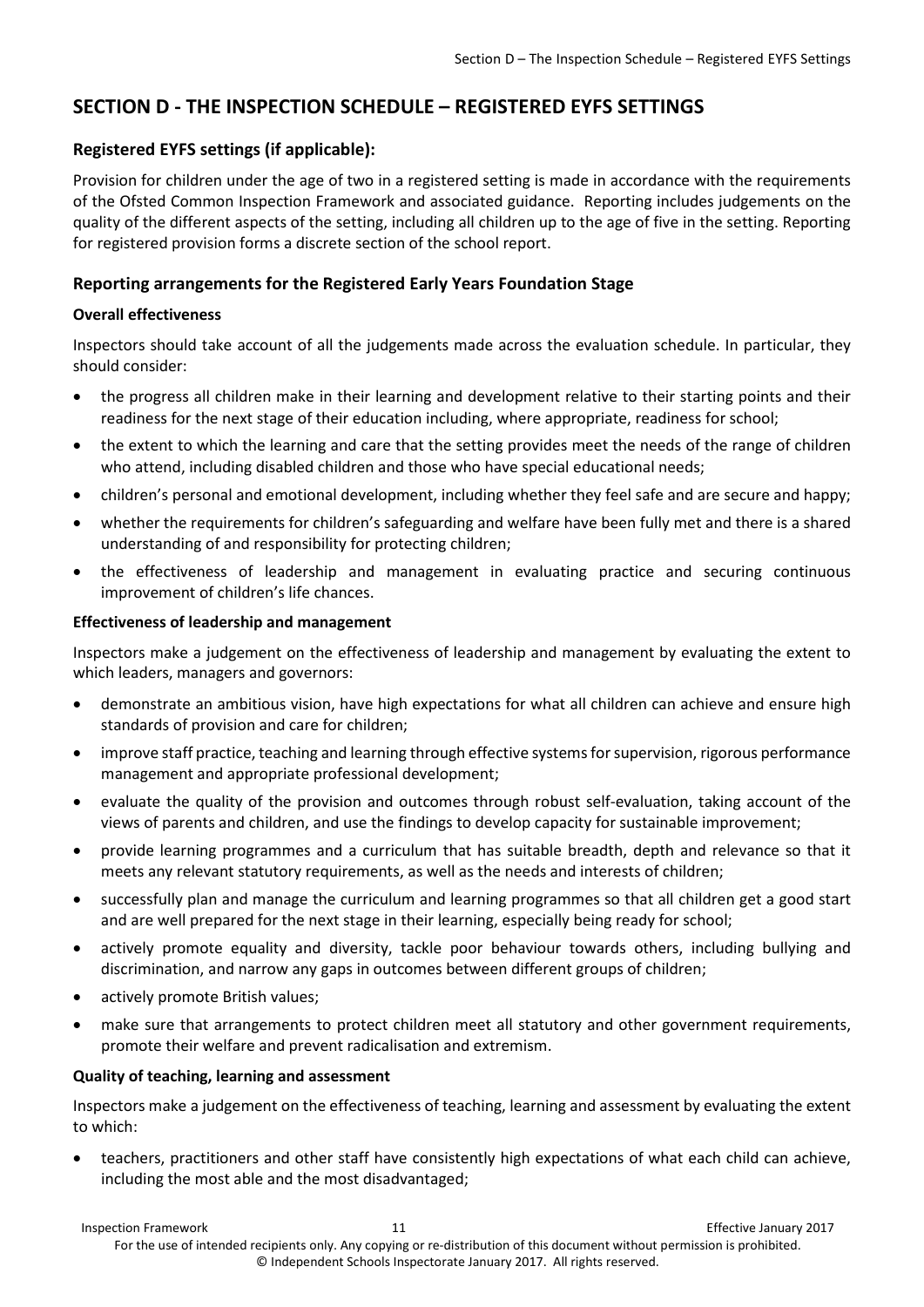## SECTION D - THE INSPECTION SCHEDULE – REGISTERED EYFS SETTINGS

### Registered EYFS settings (if applicable):

Provision for children under the age of two in a registered setting is made in accordance with the requirements of the Ofsted Common Inspection Framework and associated guidance. Reporting includes judgements on the quality of the different aspects of the setting, including all children up to the age of five in the setting. Reporting for registered provision forms a discrete section of the school report.

### Reporting arrangements for the Registered Early Years Foundation Stage

**Overall effectiveness**

Inspectors should take account of all the judgements made across the evaluation schedule. In particular, they should consider:

- the progress all children make in their learning and development relative to their starting points and their readiness for the next stage of their education including, where appropriate, readiness for school;
- the extent to which the learning and care that the setting provides meet the needs of the range of children who attend, including disabled children and those who have special educational needs;
- children's personal and emotional development, including whether they feel safe and are secure and happy;
- whether the requirements for children's safeguarding and welfare have been fully met and there is a shared understanding of and responsibility for protecting children;
- the effectiveness of leadership and management in evaluating practice and securing continuous improvement of children's life chances.

**Effectiveness of leadership and management**

Inspectors make a judgement on the effectiveness of leadership and management by evaluating the extent to which leaders, managers and governors:

- demonstrate an ambitious vision, have high expectations for what all children can achieve and ensure high standards of provision and care for children;
- improve staff practice, teaching and learning through effective systems for supervision, rigorous performance management and appropriate professional development;
- evaluate the quality of the provision and outcomes through robust self-evaluation, taking account of the views of parents and children, and use the findings to develop capacity for sustainable improvement;
- provide learning programmes and a curriculum that has suitable breadth, depth and relevance so that it meets any relevant statutory requirements, as well as the needs and interests of children;
- successfully plan and manage the curriculum and learning programmes so that all children get a good start and are well prepared for the next stage in their learning, especially being ready for school;
- actively promote equality and diversity, tackle poor behaviour towards others, including bullying and discrimination, and narrow any gaps in outcomes between different groups of children;
- actively promote British values;
- make sure that arrangements to protect children meet all statutory and other government requirements, promote their welfare and prevent radicalisation and extremism.

**Quality of teaching, learning and assessment**

Inspectors make a judgement on the effectiveness of teaching, learning and assessment by evaluating the extent to which:

- teachers, practitioners and other staff have consistently high expectations of what each child can achieve, including the most able and the most disadvantaged;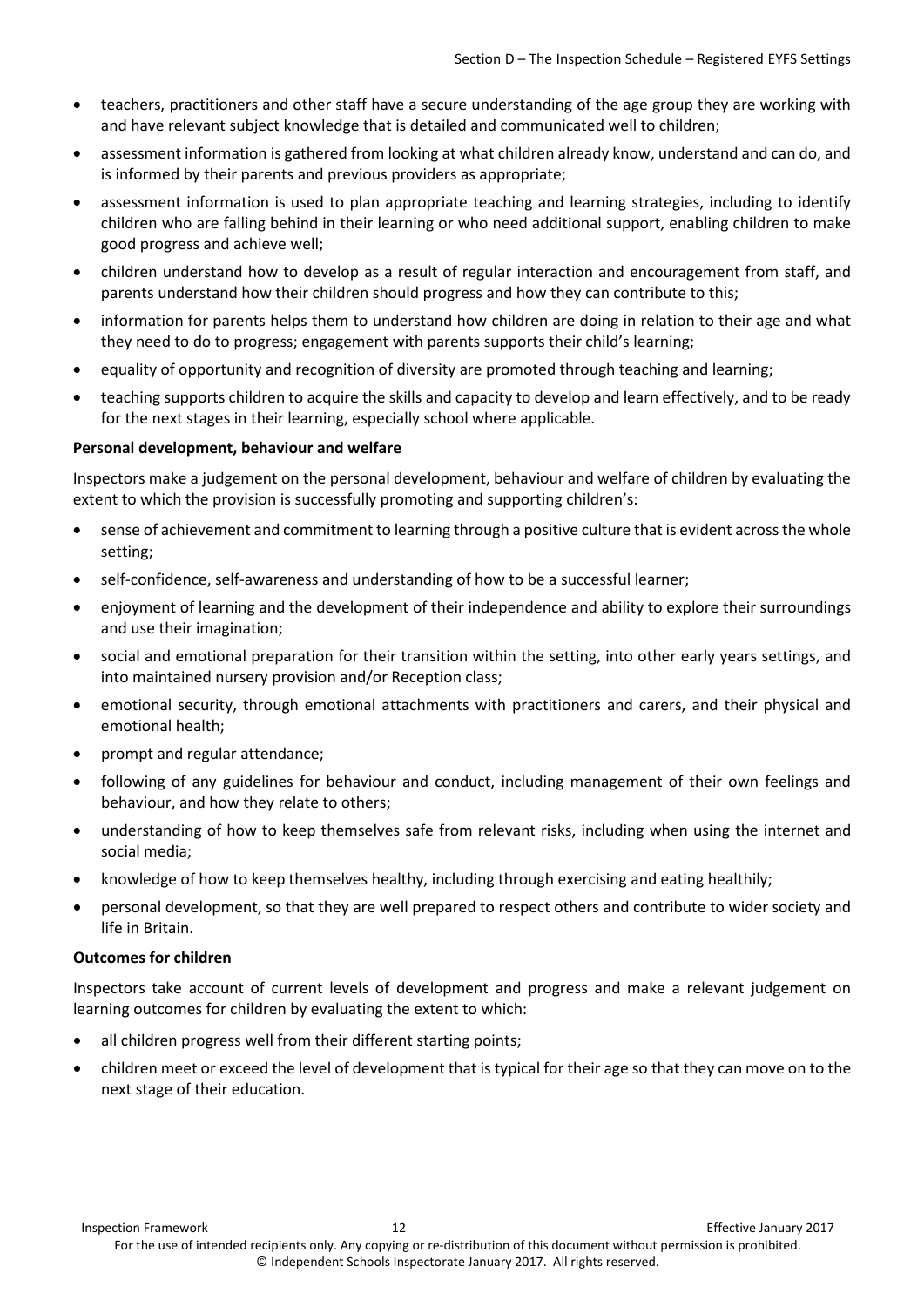- teachers, practitioners and other staff have a secure understanding of the age group they are working with and have relevant subject knowledge that is detailed and communicated well to children;
- assessment information is gathered from looking at what children already know, understand and can do, and is informed by their parents and previous providers as appropriate;
- assessment information is used to plan appropriate teaching and learning strategies, including to identify children who are falling behind in their learning or who need additional support, enabling children to make good progress and achieve well;
- children understand how to develop as a result of regular interaction and encouragement from staff, and parents understand how their children should progress and how they can contribute to this;
- information for parents helps them to understand how children are doing in relation to their age and what they need to do to progress; engagement with parents supports their child's learning;
- equality of opportunity and recognition of diversity are promoted through teaching and learning;
- teaching supports children to acquire the skills and capacity to develop and learn effectively, and to be ready for the next stages in their learning, especially school where applicable.

**Personal development, behaviour and welfare**

Inspectors make a judgement on the personal development, behaviour and welfare of children by evaluating the extent to which the provision is successfully promoting and supporting children's:

- sense of achievement and commitment to learning through a positive culture that is evident across the whole setting;
- self-confidence, self-awareness and understanding of how to be a successful learner;
- enjoyment of learning and the development of their independence and ability to explore their surroundings and use their imagination;
- social and emotional preparation for their transition within the setting, into other early years settings, and into maintained nursery provision and/or Reception class;
- emotional security, through emotional attachments with practitioners and carers, and their physical and emotional health;
- prompt and regular attendance;
- following of any guidelines for behaviour and conduct, including management of their own feelings and behaviour, and how they relate to others;
- understanding of how to keep themselves safe from relevant risks, including when using the internet and social media;
- knowledge of how to keep themselves healthy, including through exercising and eating healthily;
- personal development, so that they are well prepared to respect others and contribute to wider society and life in Britain.

**Outcomes for children**

Inspectors take account of current levels of development and progress and make a relevant judgement on learning outcomes for children by evaluating the extent to which:

- all children progress well from their different starting points;
- children meet or exceed the level of development that is typical for their age so that they can move on to the next stage of their education.